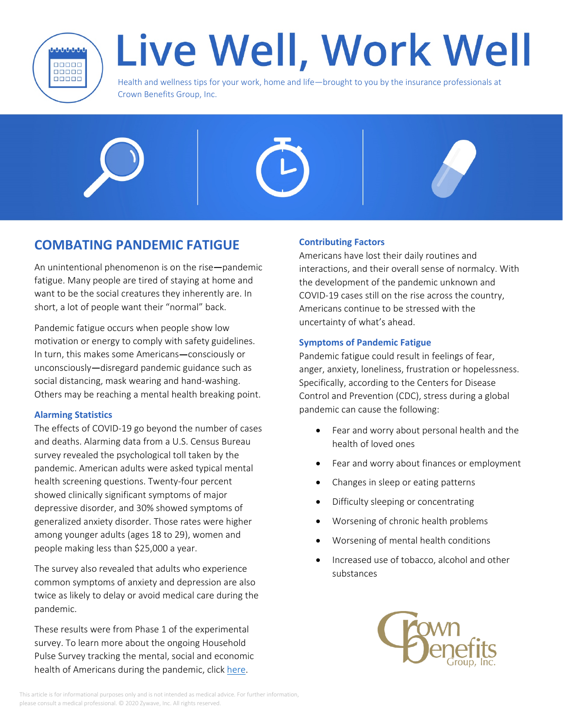# Live Well, Work Well

Health and wellness tips for your work, home and life—brought to you by the insurance professionals at Crown Benefits Group, Inc.

## COMBATING PANDEMIC FATIGUE

An unintentional phenomenon is on the rise—pandemic fatigue. Many people are tired of staying at home and want to be the social creatures they inherently are. In short, a lot of people want their "normal" back.

Pandemic fatigue occurs when people show low motivation or energy to comply with safety guidelines. In turn, this makes some Americans—consciously or unconsciously—disregard pandemic guidance such as social distancing, mask wearing and hand-washing. Others may be reaching a mental health breaking point.

### Alarming Statistics

The effects of COVID-19 go beyond the number of cases and deaths. Alarming data from a U.S. Census Bureau survey revealed the psychological toll taken by the pandemic. American adults were asked typical mental health screening questions. Twenty-four percent showed clinically significant symptoms of major depressive disorder, and 30% showed symptoms of generalized anxiety disorder. Those rates were higher among younger adults (ages 18 to 29), women and people making less than $25,000 a year.

The survey also revealed that adults who experience common symptoms of anxiety and depression are also twice as likely to delay or avoid medical care during the pandemic.

These results were from Phase 1 of the experimental survey. To learn more about the ongoing Household Pulse Survey tracking the mental, social and economic health of Americans during the pandemic, click here.

### Contributing Factors

Americans have lost their daily routines and interactions, and their overall sense of normalcy. With the development of the pandemic unknown and COVID-19 cases still on the rise across the country, Americans continue to be stressed with the uncertainty of what's ahead.

### Symptoms of Pandemic Fatigue

Pandemic fatigue could result in feelings of fear, anger, anxiety, loneliness, frustration or hopelessness. Specifically, according to the Centers for Disease Control and Prevention (CDC), stress during a global pandemic can cause the following:

- Fear and worry about personal health and the health of loved ones
- Fear and worry about finances or employment
- Changes in sleep or eating patterns
- Difficulty sleeping or concentrating
- Worsening of chronic health problems
- Worsening of mental health conditions
- Increased use of tobacco, alcohol and other substances

Crown Benefits Group, Inc.

This article is for informational purposes only and is not intended as medical advice. For further information, please consult a medical professional. © 2020 Zywave, Inc. All rights reserved.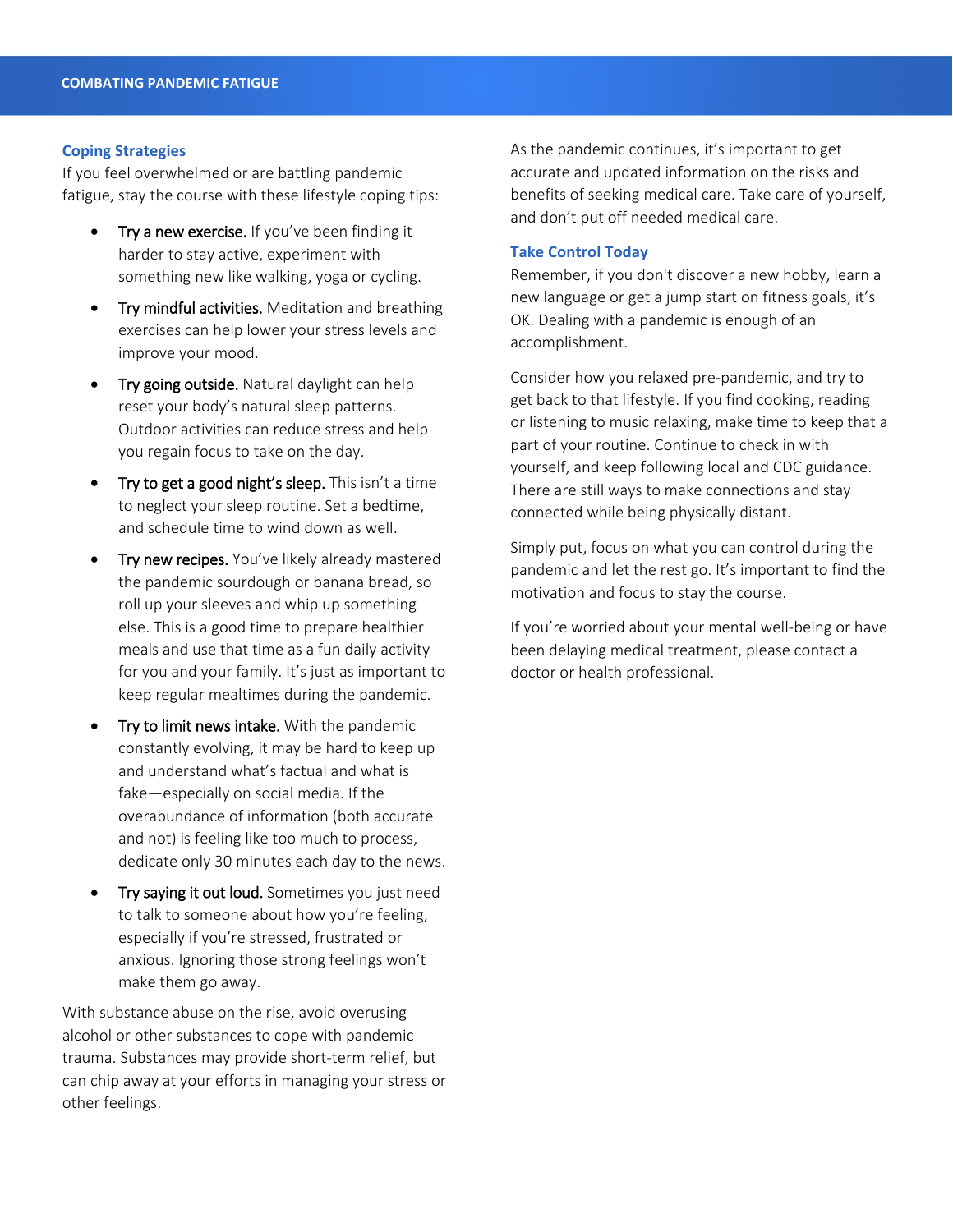## Coping Strategies

If you feel overwhelmed or are battling pandemic fatigue, stay the course with these lifestyle coping tips:

- **Try a new exercise.** If you've been finding it harder to stay active, experiment with something new like walking, yoga or cycling.
- **Try mindful activities.** Meditation and breathing exercises can help lower your stress levels and improve your mood.
- **Try going outside.** Natural daylight can help reset your body's natural sleep patterns. Outdoor activities can reduce stress and help you regain focus to take on the day.
- **Try to get a good night's sleep.** This isn't a time to neglect your sleep routine. Set a bedtime, and schedule time to wind down as well.
- **Try new recipes.** You've likely already mastered the pandemic sourdough or banana bread, so roll up your sleeves and whip up something else. This is a good time to prepare healthier meals and use that time as a fun daily activity for you and your family. It's just as important to keep regular mealtimes during the pandemic.
- **Try to limit news intake.** With the pandemic constantly evolving, it may be hard to keep up and understand what's factual and what is fake—especially on social media. If the overabundance of information (both accurate and not) is feeling like too much to process, dedicate only 30 minutes each day to the news.
- **Try saying it out loud.** Sometimes you just need to talk to someone about how you're feeling, especially if you're stressed, frustrated or anxious. Ignoring those strong feelings won't make them go away.

With substance abuse on the rise, avoid overusing alcohol or other substances to cope with pandemic trauma. Substances may provide short-term relief, but can chip away at your efforts in managing your stress or other feelings.

As the pandemic continues, it's important to get accurate and updated information on the risks and benefits of seeking medical care. Take care of yourself, and don't put off needed medical care.

## Take Control Today

Remember, if you don't discover a new hobby, learn a new language or get a jump start on fitness goals, it's OK. Dealing with a pandemic is enough of an accomplishment.

Consider how you relaxed pre-pandemic, and try to get back to that lifestyle. If you find cooking, reading or listening to music relaxing, make time to keep that a part of your routine. Continue to check in with yourself, and keep following local and CDC guidance. There are still ways to make connections and stay connected while being physically distant.

Simply put, focus on what you can control during the pandemic and let the rest go. It's important to find the motivation and focus to stay the course.

If you're worried about your mental well-being or have been delaying medical treatment, please contact a doctor or health professional.